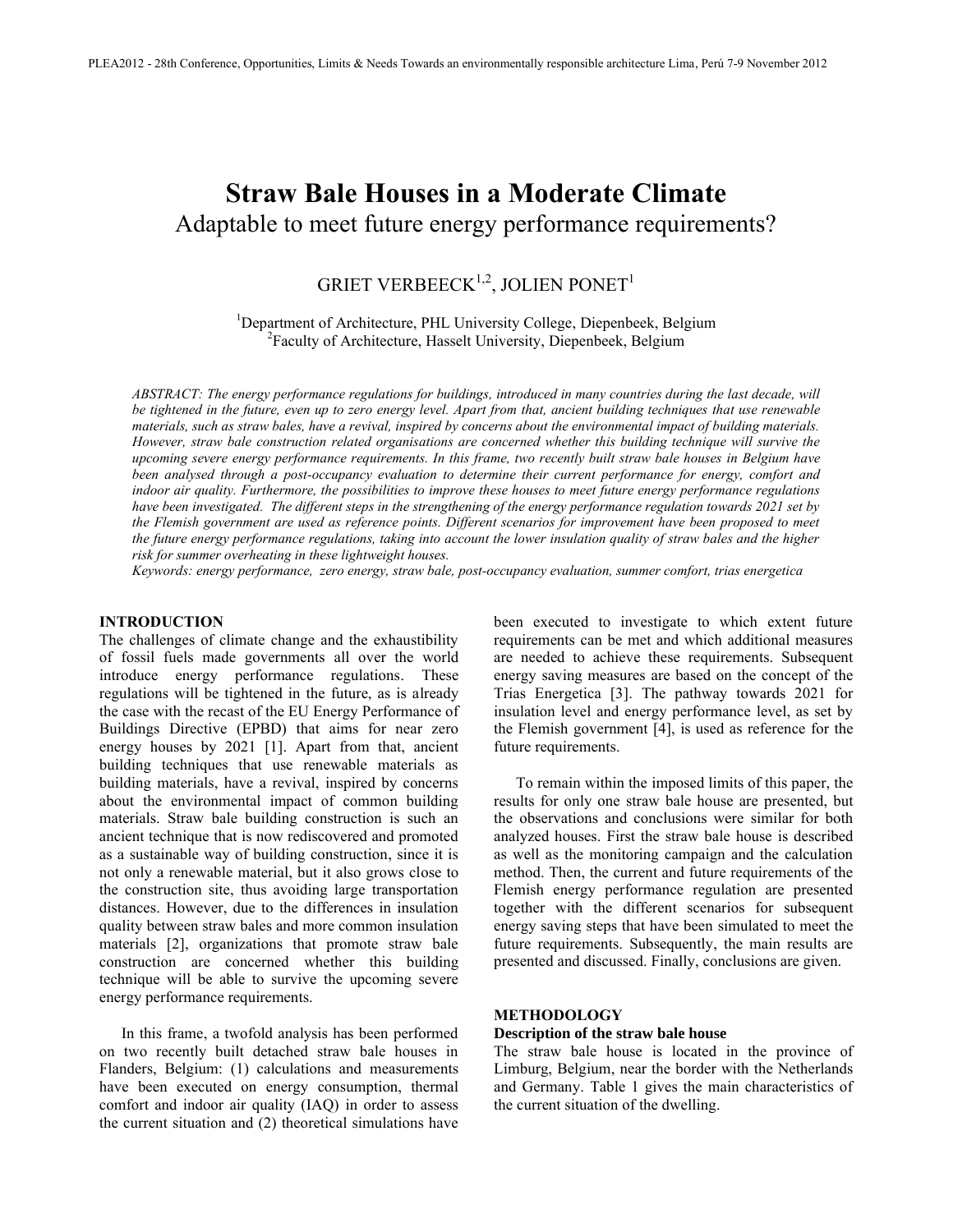# Straw Bale Houses in a Moderate Climate

## Adaptable to meet future energy performance requirements?

GRIET VERBEECK[1,2], JOLIEN PONET[1]

[1]Department of Architecture, PHL University College, Diepenbeek, Belgium
[2]Faculty of Architecture, Hasselt University, Diepenbeek, Belgium

*ABSTRACT: The energy performance regulations for buildings, introduced in many countries during the last decade, will be tightened in the future, even up to zero energy level. Apart from that, ancient building techniques that use renewable materials, such as straw bales, have a revival, inspired by concerns about the environmental impact of building materials. However, straw bale construction related organisations are concerned whether this building technique will survive the upcoming severe energy performance requirements. In this frame, two recently built straw bale houses in Belgium have been analysed through a post-occupancy evaluation to determine their current performance for energy, comfort and indoor air quality. Furthermore, the possibilities to improve these houses to meet future energy performance regulations have been investigated. The different steps in the strengthening of the energy performance regulation towards 2021 set by the Flemish government are used as reference points. Different scenarios for improvement have been proposed to meet the future energy performance regulations, taking into account the lower insulation quality of straw bales and the higher risk for summer overheating in these lightweight houses.*

*Keywords: energy performance, zero energy, straw bale, post-occupancy evaluation, summer comfort, trias energetica*

## INTRODUCTION

The challenges of climate change and the exhaustibility of fossil fuels made governments all over the world introduce energy performance regulations. These regulations will be tightened in the future, as is already the case with the recast of the EU Energy Performance of Buildings Directive (EPBD) that aims for near zero energy houses by 2021 [1]. Apart from that, ancient building techniques that use renewable materials as building materials, have a revival, inspired by concerns about the environmental impact of common building materials. Straw bale building construction is such an ancient technique that is now rediscovered and promoted as a sustainable way of building construction, since it is not only a renewable material, but it also grows close to the construction site, thus avoiding large transportation distances. However, due to the differences in insulation quality between straw bales and more common insulation materials [2], organizations that promote straw bale construction are concerned whether this building technique will be able to survive the upcoming severe energy performance requirements.

In this frame, a twofold analysis has been performed on two recently built detached straw bale houses in Flanders, Belgium: (1) calculations and measurements have been executed on energy consumption, thermal comfort and indoor air quality (IAQ) in order to assess the current situation and (2) theoretical simulations have been executed to investigate to which extent future requirements can be met and which additional measures are needed to achieve these requirements. Subsequent energy saving measures are based on the concept of the Trias Energetica [3]. The pathway towards 2021 for insulation level and energy performance level, as set by the Flemish government [4], is used as reference for the future requirements.

To remain within the imposed limits of this paper, the results for only one straw bale house are presented, but the observations and conclusions were similar for both analyzed houses. First the straw bale house is described as well as the monitoring campaign and the calculation method. Then, the current and future requirements of the Flemish energy performance regulation are presented together with the different scenarios for subsequent energy saving steps that have been simulated to meet the future requirements. Subsequently, the main results are presented and discussed. Finally, conclusions are given.

## METHODOLOGY

### Description of the straw bale house

The straw bale house is located in the province of Limburg, Belgium, near the border with the Netherlands and Germany. Table 1 gives the main characteristics of the current situation of the dwelling.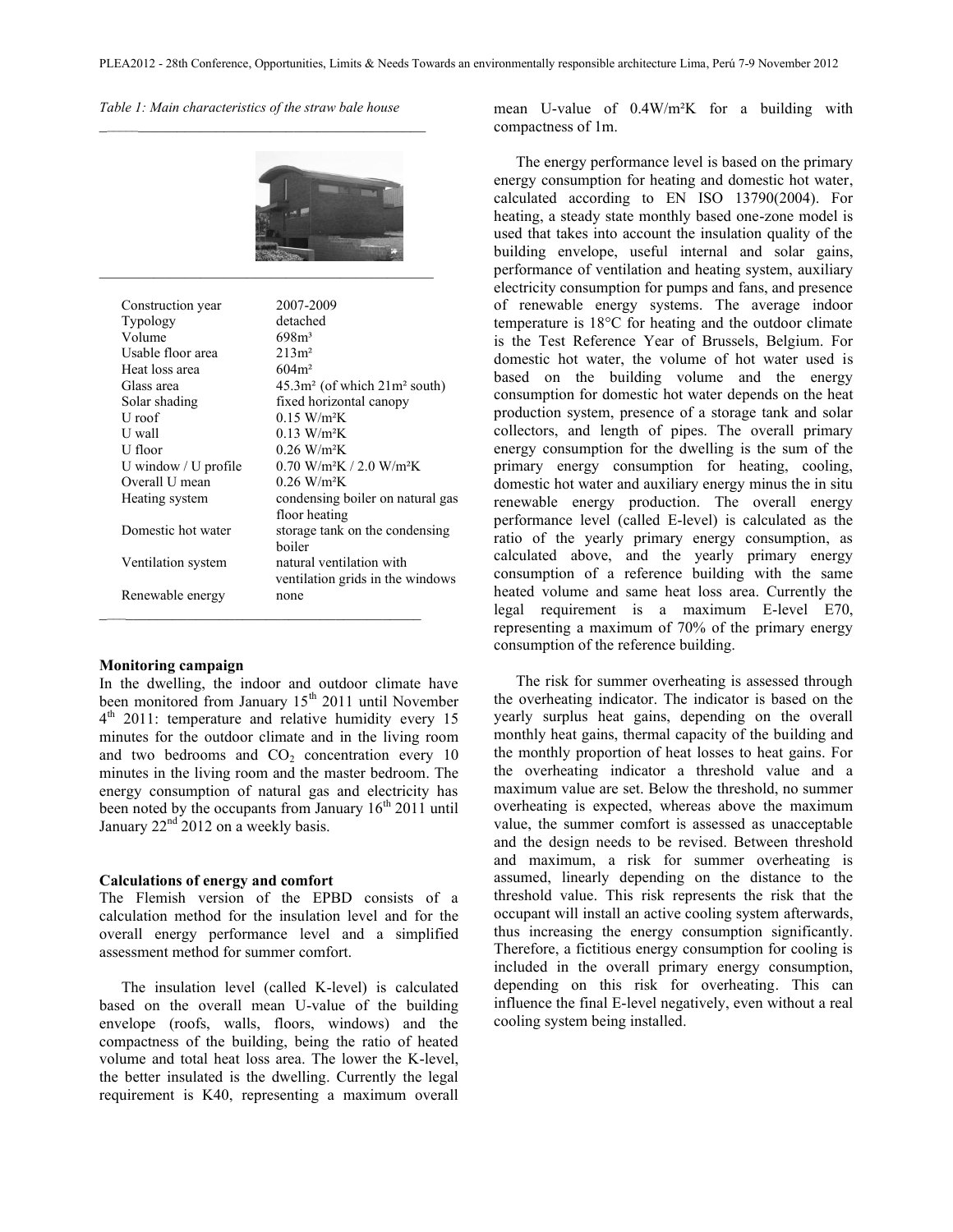*Table 1: Main characteristics of the straw bale house*

| | |
|---|---|
| Construction year | 2007-2009 |
| Typology | detached |
| Volume | 698m³ |
| Usable floor area | 213m² |
| Heat loss area | 604m² |
| Glass area | 45.3m² (of which 21m² south) |
| Solar shading | fixed horizontal canopy |
| U roof | 0.15 W/m²K |
| U wall | 0.13 W/m²K |
| U floor | 0.26 W/m²K |
| U window / U profile | 0.70 W/m²K / 2.0 W/m²K |
| Overall U mean | 0.26 W/m²K |
| Heating system | condensing boiler on natural gas floor heating |
| Domestic hot water | storage tank on the condensing boiler |
| Ventilation system | natural ventilation with ventilation grids in the windows |
| Renewable energy | none |

**Monitoring campaign**

In the dwelling, the indoor and outdoor climate have been monitored from January 15th 2011 until November 4th 2011: temperature and relative humidity every 15 minutes for the outdoor climate and in the living room and two bedrooms and $CO_2$ concentration every 10 minutes in the living room and the master bedroom. The energy consumption of natural gas and electricity has been noted by the occupants from January 16th 2011 until January 22nd 2012 on a weekly basis.

**Calculations of energy and comfort**

The Flemish version of the EPBD consists of a calculation method for the insulation level and for the overall energy performance level and a simplified assessment method for summer comfort.

The insulation level (called K-level) is calculated based on the overall mean U-value of the building envelope (roofs, walls, floors, windows) and the compactness of the building, being the ratio of heated volume and total heat loss area. The lower the K-level, the better insulated is the dwelling. Currently the legal requirement is K40, representing a maximum overall mean U-value of 0.4W/m²K for a building with compactness of 1m.

The energy performance level is based on the primary energy consumption for heating and domestic hot water, calculated according to EN ISO 13790(2004). For heating, a steady state monthly based one-zone model is used that takes into account the insulation quality of the building envelope, useful internal and solar gains, performance of ventilation and heating system, auxiliary electricity consumption for pumps and fans, and presence of renewable energy systems. The average indoor temperature is 18°C for heating and the outdoor climate is the Test Reference Year of Brussels, Belgium. For domestic hot water, the volume of hot water used is based on the building volume and the energy consumption for domestic hot water depends on the heat production system, presence of a storage tank and solar collectors, and length of pipes. The overall primary energy consumption for the dwelling is the sum of the primary energy consumption for heating, cooling, domestic hot water and auxiliary energy minus the in situ renewable energy production. The overall energy performance level (called E-level) is calculated as the ratio of the yearly primary energy consumption, as calculated above, and the yearly primary energy consumption of a reference building with the same heated volume and same heat loss area. Currently the legal requirement is a maximum E-level E70, representing a maximum of 70% of the primary energy consumption of the reference building.

The risk for summer overheating is assessed through the overheating indicator. The indicator is based on the yearly surplus heat gains, depending on the overall monthly heat gains, thermal capacity of the building and the monthly proportion of heat losses to heat gains. For the overheating indicator a threshold value and a maximum value are set. Below the threshold, no summer overheating is expected, whereas above the maximum value, the summer comfort is assessed as unacceptable and the design needs to be revised. Between threshold and maximum, a risk for summer overheating is assumed, linearly depending on the distance to the threshold value. This risk represents the risk that the occupant will install an active cooling system afterwards, thus increasing the energy consumption significantly. Therefore, a fictitious energy consumption for cooling is included in the overall primary energy consumption, depending on this risk for overheating. This can influence the final E-level negatively, even without a real cooling system being installed.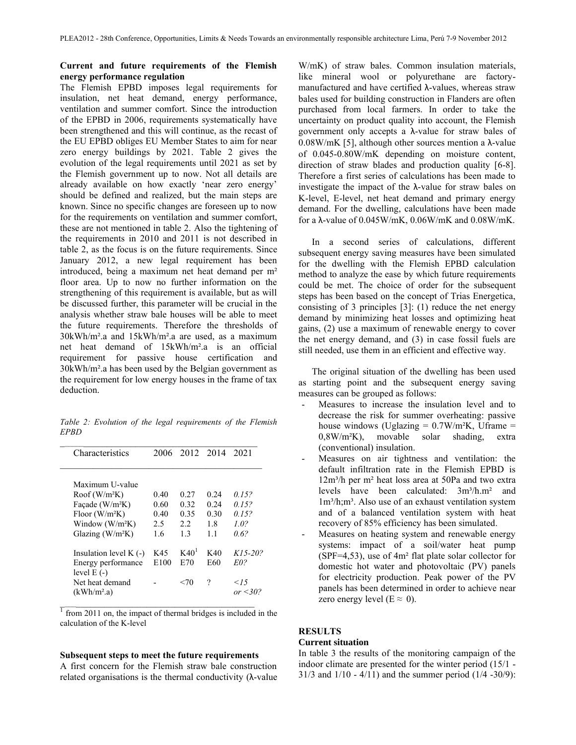**Current and future requirements of the Flemish energy performance regulation**

The Flemish EPBD imposes legal requirements for insulation, net heat demand, energy performance, ventilation and summer comfort. Since the introduction of the EPBD in 2006, requirements systematically have been strengthened and this will continue, as the recast of the EU EPBD obliges EU Member States to aim for near zero energy buildings by 2021. Table 2 gives the evolution of the legal requirements until 2021 as set by the Flemish government up to now. Not all details are already available on how exactly 'near zero energy' should be defined and realized, but the main steps are known. Since no specific changes are foreseen up to now for the requirements on ventilation and summer comfort, these are not mentioned in table 2. Also the tightening of the requirements in 2010 and 2011 is not described in table 2, as the focus is on the future requirements. Since January 2012, a new legal requirement has been introduced, being a maximum net heat demand per m² floor area. Up to now no further information on the strengthening of this requirement is available, but as will be discussed further, this parameter will be crucial in the analysis whether straw bale houses will be able to meet the future requirements. Therefore the thresholds of 30kWh/m².a and 15kWh/m².a are used, as a maximum net heat demand of 15kWh/m².a is an official requirement for passive house certification and 30kWh/m².a has been used by the Belgian government as the requirement for low energy houses in the frame of tax deduction.

*Table 2: Evolution of the legal requirements of the Flemish EPBD*

| Characteristics | 2006 | 2012 | 2014 | 2021 |
|---|---|---|---|---|
| Maximum U-value | | | | |
| Roof (W/m²K) | 0.40 | 0.27 | 0.24 | *0.15?* |
| Façade (W/m²K) | 0.60 | 0.32 | 0.24 | *0.15?* |
| Floor (W/m²K) | 0.40 | 0.35 | 0.30 | *0.15?* |
| Window (W/m²K) | 2.5 | 2.2 | 1.8 | *1.0?* |
| Glazing (W/m²K) | 1.6 | 1.3 | 1.1 | *0.6?* |
| Insulation level K (-) | K45 | K40[1] | K40 | *K15-20?* |
| Energy performance level E (-) | E100 | E70 | E60 | *E0?* |
| Net heat demand (kWh/m².a) | - | <70 | ? | *<15 or <30?* |

[1] from 2011 on, the impact of thermal bridges is included in the calculation of the K-level

**Subsequent steps to meet the future requirements**

A first concern for the Flemish straw bale construction related organisations is the thermal conductivity (λ-value W/mK) of straw bales. Common insulation materials, like mineral wool or polyurethane are factory-manufactured and have certified λ-values, whereas straw bales used for building construction in Flanders are often purchased from local farmers. In order to take the uncertainty on product quality into account, the Flemish government only accepts a λ-value for straw bales of 0.08W/mK [5], although other sources mention a λ-value of 0.045-0.80W/mK depending on moisture content, direction of straw blades and production quality [6-8]. Therefore a first series of calculations has been made to investigate the impact of the λ-value for straw bales on K-level, E-level, net heat demand and primary energy demand. For the dwelling, calculations have been made for a λ-value of 0.045W/mK, 0.06W/mK and 0.08W/mK.

In a second series of calculations, different subsequent energy saving measures have been simulated for the dwelling with the Flemish EPBD calculation method to analyze the ease by which future requirements could be met. The choice of order for the subsequent steps has been based on the concept of Trias Energetica, consisting of 3 principles [3]: (1) reduce the net energy demand by minimizing heat losses and optimizing heat gains, (2) use a maximum of renewable energy to cover the net energy demand, and (3) in case fossil fuels are still needed, use them in an efficient and effective way.

The original situation of the dwelling has been used as starting point and the subsequent energy saving measures can be grouped as follows:

- Measures to increase the insulation level and to decrease the risk for summer overheating: passive house windows (Uglazing = 0.7W/m²K, Uframe = 0,8W/m²K), movable solar shading, extra (conventional) insulation.
- Measures on air tightness and ventilation: the default infiltration rate in the Flemish EPBD is 12m³/h per m² heat loss area at 50Pa and two extra levels have been calculated: 3m³/h.m² and 1m³/h;m³. Also use of an exhaust ventilation system and of a balanced ventilation system with heat recovery of 85% efficiency has been simulated.
- Measures on heating system and renewable energy systems: impact of a soil/water heat pump (SPF=4,53), use of 4m² flat plate solar collector for domestic hot water and photovoltaic (PV) panels for electricity production. Peak power of the PV panels has been determined in order to achieve near zero energy level (E ≈ 0).

## RESULTS

### Current situation

In table 3 the results of the monitoring campaign of the indoor climate are presented for the winter period (15/1 - 31/3 and 1/10 - 4/11) and the summer period (1/4 -30/9):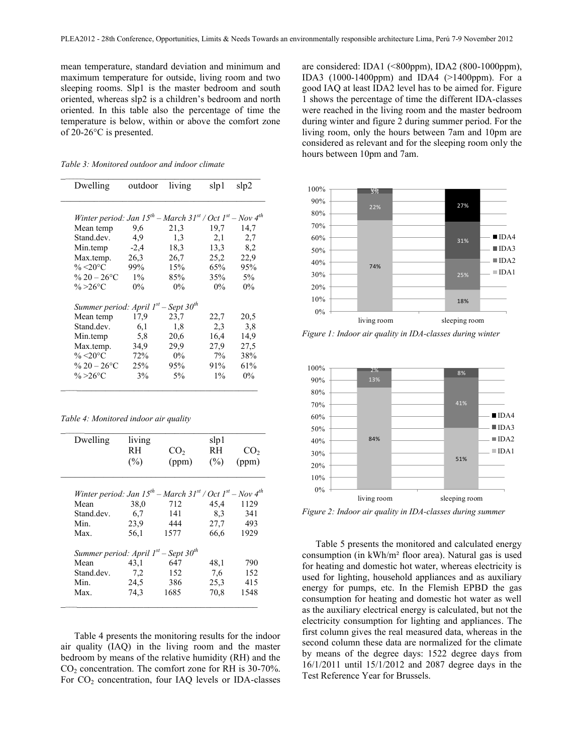mean temperature, standard deviation and minimum and maximum temperature for outside, living room and two sleeping rooms. Slp1 is the master bedroom and south oriented, whereas slp2 is a children's bedroom and north oriented. In this table also the percentage of time the temperature is below, within or above the comfort zone of 20-26°C is presented.

*Table 3: Monitored outdoor and indoor climate*

| Dwelling | outdoor | living | slp1 | slp2 |
|---|---|---|---|---|
| *Winter period: Jan 15th – March 31st / Oct 1st – Nov 4th* | | | | |
| Mean temp | 9,6 | 21,3 | 19,7 | 14,7 |
| Stand.dev. | 4,9 | 1,3 | 2,1 | 2,7 |
| Min.temp | -2,4 | 18,3 | 13,3 | 8,2 |
| Max.temp. | 26,3 | 26,7 | 25,2 | 22,9 |
| % <20°C | 99% | 15% | 65% | 95% |
| % 20 – 26°C | 1% | 85% | 35% | 5% |
| % >26°C | 0% | 0% | 0% | 0% |
| *Summer period: April 1st – Sept 30th* | | | | |
| Mean temp | 17,9 | 23,7 | 22,7 | 20,5 |
| Stand.dev. | 6,1 | 1,8 | 2,3 | 3,8 |
| Min.temp | 5,8 | 20,6 | 16,4 | 14,9 |
| Max.temp. | 34,9 | 29,9 | 27,9 | 27,5 |
| % <20°C | 72% | 0% | 7% | 38% |
| % 20 – 26°C | 25% | 95% | 91% | 61% |
| % >26°C | 3% | 5% | 1% | 0% |

*Table 4: Monitored indoor air quality*

| Dwelling | living RH (%) | living $CO_2$ (ppm) | slp1 RH (%) | slp1 $CO_2$ (ppm) |
|---|---|---|---|---|
| *Winter period: Jan 15th – March 31st / Oct 1st – Nov 4th* | | | | |
| Mean | 38,0 | 712 | 45,4 | 1129 |
| Stand.dev. | 6,7 | 141 | 8,3 | 341 |
| Min. | 23,9 | 444 | 27,7 | 493 |
| Max. | 56,1 | 1577 | 66,6 | 1929 |
| *Summer period: April 1st – Sept 30th* | | | | |
| Mean | 43,1 | 647 | 48,1 | 790 |
| Stand.dev. | 7,2 | 152 | 7,6 | 152 |
| Min. | 24,5 | 386 | 25,3 | 415 |
| Max. | 74,3 | 1685 | 70,8 | 1548 |

Table 4 presents the monitoring results for the indoor air quality (IAQ) in the living room and the master bedroom by means of the relative humidity (RH) and the $CO_2$ concentration. The comfort zone for RH is 30-70%. For $CO_2$ concentration, four IAQ levels or IDA-classes are considered: IDA1 (<800ppm), IDA2 (800-1000ppm), IDA3 (1000-1400ppm) and IDA4 (>1400ppm). For a good IAQ at least IDA2 level has to be aimed for. Figure 1 shows the percentage of time the different IDA-classes were reached in the living room and the master bedroom during winter and figure 2 during summer period. For the living room, only the hours between 7am and 10pm are considered as relevant and for the sleeping room only the hours between 10pm and 7am.

| | living room | sleeping room |
|---|---|---|
| IDA1 | 74% | 18% |
| IDA2 | 22% | 25% |
| IDA3 | 3% | 31% |
| IDA4 | 0% | 27% |

*Figure 1: Indoor air quality in IDA-classes during winter*

| | living room | sleeping room |
|---|---|---|
| IDA1 | 84% | 51% |
| IDA2 | 13% | 41% |
| IDA3 | 2% | 8% |
| IDA4 | | |

*Figure 2: Indoor air quality in IDA-classes during summer*

Table 5 presents the monitored and calculated energy consumption (in kWh/m² floor area). Natural gas is used for heating and domestic hot water, whereas electricity is used for lighting, household appliances and as auxiliary energy for pumps, etc. In the Flemish EPBD the gas consumption for heating and domestic hot water as well as the auxiliary electrical energy is calculated, but not the electricity consumption for lighting and appliances. The first column gives the real measured data, whereas in the second column these data are normalized for the climate by means of the degree days: 1522 degree days from 16/1/2011 until 15/1/2012 and 2087 degree days in the Test Reference Year for Brussels.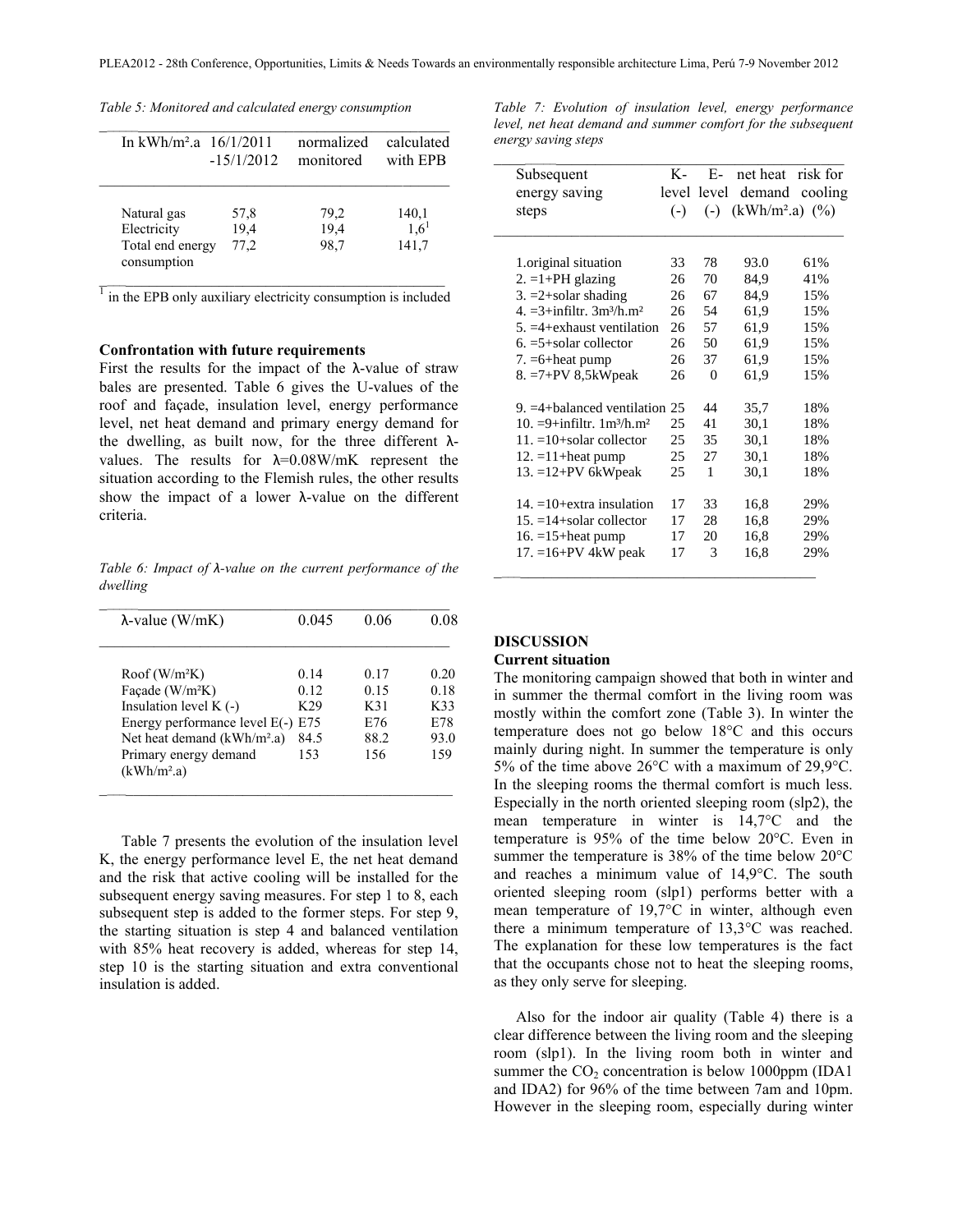*Table 5: Monitored and calculated energy consumption*

| In kWh/m².a | 16/1/2011 -15/1/2012 | normalized monitored | calculated with EPB |
|---|---|---|---|
| Natural gas | 57,8 | 79,2 | 140,1 |
| Electricity | 19,4 | 19,4 | 1,6[1] |
| Total end energy consumption | 77,2 | 98,7 | 141,7 |

[1] in the EPB only auxiliary electricity consumption is included

**Confrontation with future requirements**

First the results for the impact of the λ-value of straw bales are presented. Table 6 gives the U-values of the roof and façade, insulation level, energy performance level, net heat demand and primary energy demand for the dwelling, as built now, for the three different λ-values. The results for λ=0.08W/mK represent the situation according to the Flemish rules, the other results show the impact of a lower λ-value on the different criteria.

*Table 6: Impact of λ-value on the current performance of the dwelling*

| λ-value (W/mK) | 0.045 | 0.06 | 0.08 |
|---|---|---|---|
| Roof (W/m²K) | 0.14 | 0.17 | 0.20 |
| Façade (W/m²K) | 0.12 | 0.15 | 0.18 |
| Insulation level K (-) | K29 | K31 | K33 |
| Energy performance level E(-) | E75 | E76 | E78 |
| Net heat demand (kWh/m².a) | 84.5 | 88.2 | 93.0 |
| Primary energy demand (kWh/m².a) | 153 | 156 | 159 |

Table 7 presents the evolution of the insulation level K, the energy performance level E, the net heat demand and the risk that active cooling will be installed for the subsequent energy saving measures. For step 1 to 8, each subsequent step is added to the former steps. For step 9, the starting situation is step 4 and balanced ventilation with 85% heat recovery is added, whereas for step 14, step 10 is the starting situation and extra conventional insulation is added.

*Table 7: Evolution of insulation level, energy performance level, net heat demand and summer comfort for the subsequent energy saving steps*

| Subsequent energy saving steps | K-level (-) | E-level (-) | net heat demand (kWh/m².a) | risk for cooling (%) |
|---|---|---|---|---|
| 1.original situation | 33 | 78 | 93.0 | 61% |
| 2. =1+PH glazing | 26 | 70 | 84,9 | 41% |
| 3. =2+solar shading | 26 | 67 | 84,9 | 15% |
| 4. =3+infiltr. 3m³/h.m² | 26 | 54 | 61,9 | 15% |
| 5. =4+exhaust ventilation | 26 | 57 | 61,9 | 15% |
| 6. =5+solar collector | 26 | 50 | 61,9 | 15% |
| 7. =6+heat pump | 26 | 37 | 61,9 | 15% |
| 8. =7+PV 8,5kWpeak | 26 | 0 | 61,9 | 15% |
| 9. =4+balanced ventilation | 25 | 44 | 35,7 | 18% |
| 10. =9+infiltr. 1m³/h.m² | 25 | 41 | 30,1 | 18% |
| 11. =10+solar collector | 25 | 35 | 30,1 | 18% |
| 12. =11+heat pump | 25 | 27 | 30,1 | 18% |
| 13. =12+PV 6kWpeak | 25 | 1 | 30,1 | 18% |
| 14. =10+extra insulation | 17 | 33 | 16,8 | 29% |
| 15. =14+solar collector | 17 | 28 | 16,8 | 29% |
| 16. =15+heat pump | 17 | 20 | 16,8 | 29% |
| 17. =16+PV 4kW peak | 17 | 3 | 16,8 | 29% |

## DISCUSSION

**Current situation**

The monitoring campaign showed that both in winter and in summer the thermal comfort in the living room was mostly within the comfort zone (Table 3). In winter the temperature does not go below 18°C and this occurs mainly during night. In summer the temperature is only 5% of the time above 26°C with a maximum of 29,9°C. In the sleeping rooms the thermal comfort is much less. Especially in the north oriented sleeping room (slp2), the mean temperature in winter is 14,7°C and the temperature is 95% of the time below 20°C. Even in summer the temperature is 38% of the time below 20°C and reaches a minimum value of 14,9°C. The south oriented sleeping room (slp1) performs better with a mean temperature of 19,7°C in winter, although even there a minimum temperature of 13,3°C was reached. The explanation for these low temperatures is the fact that the occupants chose not to heat the sleeping rooms, as they only serve for sleeping.

Also for the indoor air quality (Table 4) there is a clear difference between the living room and the sleeping room (slp1). In the living room both in winter and summer the $CO_2$ concentration is below 1000ppm (IDA1 and IDA2) for 96% of the time between 7am and 10pm. However in the sleeping room, especially during winter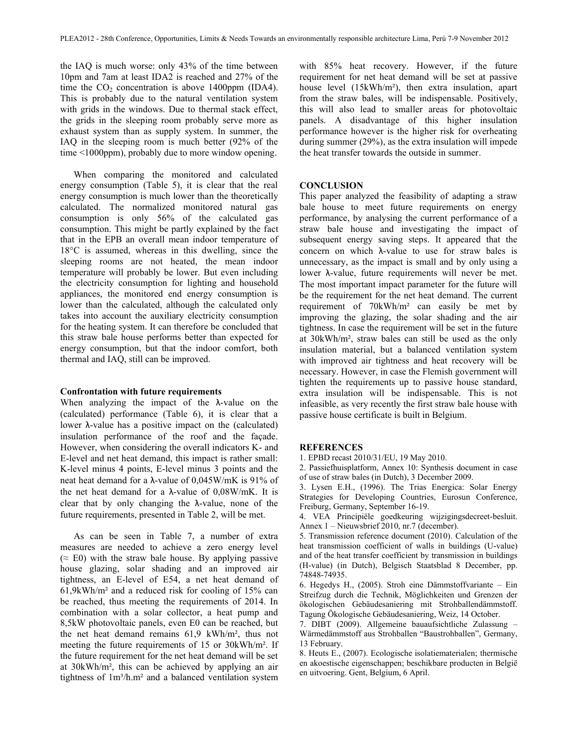the IAQ is much worse: only 43% of the time between 10pm and 7am at least IDA2 is reached and 27% of the time the $CO_2$ concentration is above 1400ppm (IDA4). This is probably due to the natural ventilation system with grids in the windows. Due to thermal stack effect, the grids in the sleeping room probably serve more as exhaust system than as supply system. In summer, the IAQ in the sleeping room is much better (92% of the time <1000ppm), probably due to more window opening.

When comparing the monitored and calculated energy consumption (Table 5), it is clear that the real energy consumption is much lower than the theoretically calculated. The normalized monitored natural gas consumption is only 56% of the calculated gas consumption. This might be partly explained by the fact that in the EPB an overall mean indoor temperature of 18°C is assumed, whereas in this dwelling, since the sleeping rooms are not heated, the mean indoor temperature will probably be lower. But even including the electricity consumption for lighting and household appliances, the monitored end energy consumption is lower than the calculated, although the calculated only takes into account the auxiliary electricity consumption for the heating system. It can therefore be concluded that this straw bale house performs better than expected for energy consumption, but that the indoor comfort, both thermal and IAQ, still can be improved.

### Confrontation with future requirements

When analyzing the impact of the λ-value on the (calculated) performance (Table 6), it is clear that a lower λ-value has a positive impact on the (calculated) insulation performance of the roof and the façade. However, when considering the overall indicators K- and E-level and net heat demand, this impact is rather small: K-level minus 4 points, E-level minus 3 points and the neat heat demand for a λ-value of 0,045W/mK is 91% of the net heat demand for a λ-value of 0,08W/mK. It is clear that by only changing the λ-value, none of the future requirements, presented in Table 2, will be met.

As can be seen in Table 7, a number of extra measures are needed to achieve a zero energy level (≈ E0) with the straw bale house. By applying passive house glazing, solar shading and an improved air tightness, an E-level of E54, a net heat demand of 61,9kWh/m² and a reduced risk for cooling of 15% can be reached, thus meeting the requirements of 2014. In combination with a solar collector, a heat pump and 8,5kW photovoltaic panels, even E0 can be reached, but the net heat demand remains 61,9 kWh/m², thus not meeting the future requirements of 15 or 30kWh/m². If the future requirement for the net heat demand will be set at 30kWh/m², this can be achieved by applying an air tightness of 1m³/h.m² and a balanced ventilation system with 85% heat recovery. However, if the future requirement for net heat demand will be set at passive house level (15kWh/m²), then extra insulation, apart from the straw bales, will be indispensable. Positively, this will also lead to smaller areas for photovoltaic panels. A disadvantage of this higher insulation performance however is the higher risk for overheating during summer (29%), as the extra insulation will impede the heat transfer towards the outside in summer.

## CONCLUSION

This paper analyzed the feasibility of adapting a straw bale house to meet future requirements on energy performance, by analysing the current performance of a straw bale house and investigating the impact of subsequent energy saving steps. It appeared that the concern on which λ-value to use for straw bales is unnecessary, as the impact is small and by only using a lower λ-value, future requirements will never be met. The most important impact parameter for the future will be the requirement for the net heat demand. The current requirement of 70kWh/m² can easily be met by improving the glazing, the solar shading and the air tightness. In case the requirement will be set in the future at 30kWh/m², straw bales can still be used as the only insulation material, but a balanced ventilation system with improved air tightness and heat recovery will be necessary. However, in case the Flemish government will tighten the requirements up to passive house standard, extra insulation will be indispensable. This is not infeasible, as very recently the first straw bale house with passive house certificate is built in Belgium.

## REFERENCES

1. EPBD recast 2010/31/EU, 19 May 2010.
2. Passiefhuisplatform, Annex 10: Synthesis document in case of use of straw bales (in Dutch), 3 December 2009.
3. Lysen E.H., (1996). The Trias Energica: Solar Energy Strategies for Developing Countries, Eurosun Conference, Freiburg, Germany, September 16-19.
4. VEA Principiële goedkeuring wijzigingsdecreet-besluit. Annex 1 – Nieuwsbrief 2010, nr.7 (december).
5. Transmission reference document (2010). Calculation of the heat transmission coefficient of walls in buildings (U-value) and of the heat transfer coefficient by transmission in buildings (H-value) (in Dutch), Belgisch Staatsblad 8 December, pp. 74848-74935.
6. Hegedys H., (2005). Stroh eine Dämmstoffvariante – Ein Streifzug durch die Technik, Möglichkeiten und Grenzen der ökologischen Gebäudesaniering mit Strohballendämmstoff. Tagung Ökologische Gebäudesaniering, Weiz, 14 October.
7. DIBT (2009). Allgemeine bauaufsichtliche Zulassung – Wärmedämmstoff aus Strohballen "Baustrohballen", Germany, 13 February.
8. Heuts E., (2007). Ecologische isolatiematerialen; thermische en akoestische eigenschappen; beschikbare producten in België en uitvoering. Gent, Belgium, 6 April.